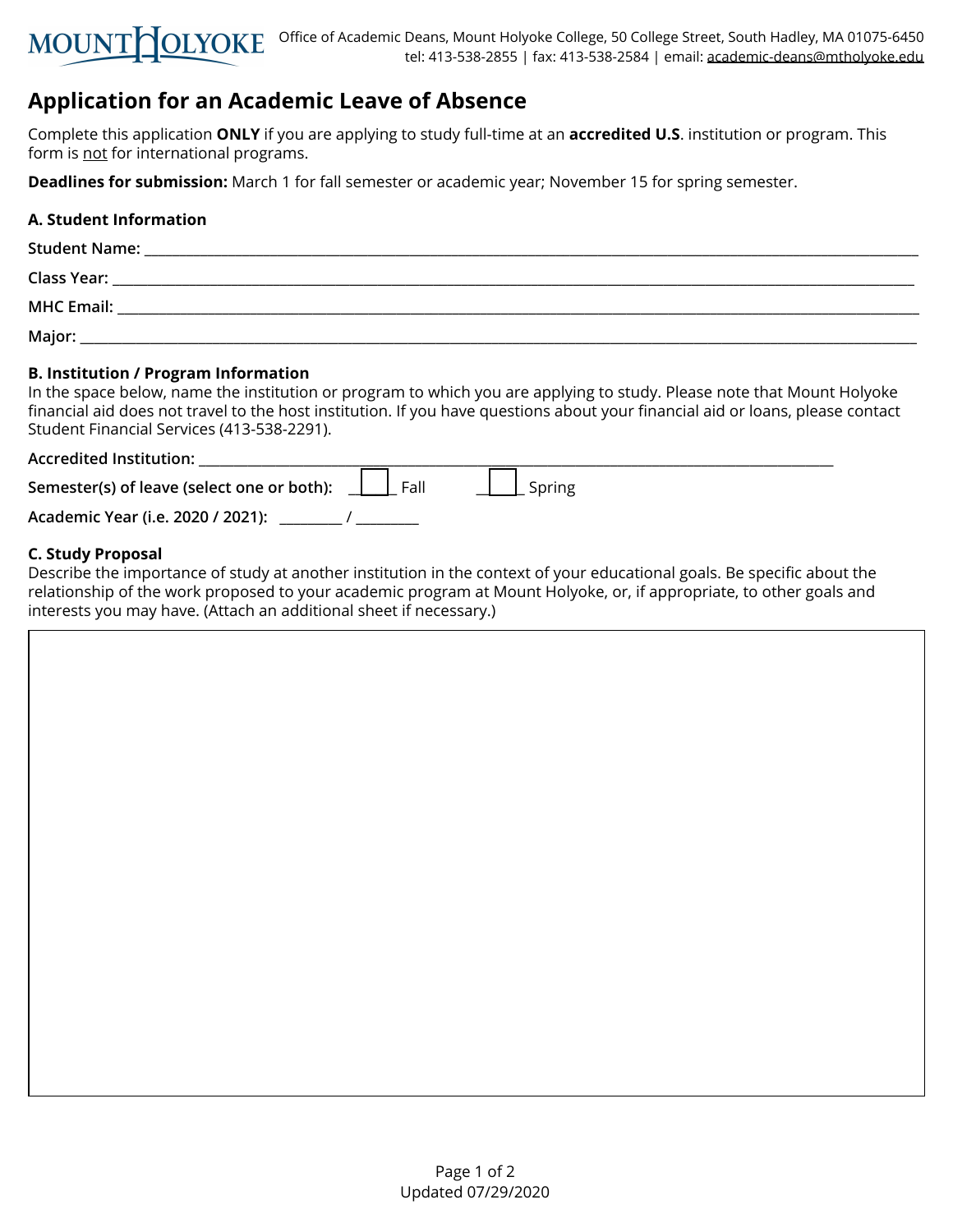MOUNT HOLYOKE

Office of Academic Deans, Mount Holyoke College, 50 College Street, South Hadley, MA 01075-6450
tel: 413-538-2855 | fax: 413-538-2584 | email: academic-deans@mtholyoke.edu

# Application for an Academic Leave of Absence

Complete this application **ONLY** if you are applying to study full-time at an **accredited U.S**. institution or program. This form is not for international programs.

**Deadlines for submission:** March 1 for fall semester or academic year; November 15 for spring semester.

### A. Student Information

**Student Name:** ______________________________

**Class Year:** ______________________________

**MHC Email:** ______________________________

**Major:** ______________________________

### B. Institution / Program Information

In the space below, name the institution or program to which you are applying to study. Please note that Mount Holyoke financial aid does not travel to the host institution. If you have questions about your financial aid or loans, please contact Student Financial Services (413-538-2291).

**Accredited Institution:** ______________________________

**Semester(s) of leave (select one or both):** ☐ Fall ☐ Spring

**Academic Year (i.e. 2020 / 2021):** ________ / ________

### C. Study Proposal

Describe the importance of study at another institution in the context of your educational goals. Be specific about the relationship of the work proposed to your academic program at Mount Holyoke, or, if appropriate, to other goals and interests you may have. (Attach an additional sheet if necessary.)

Updated 07/29/2020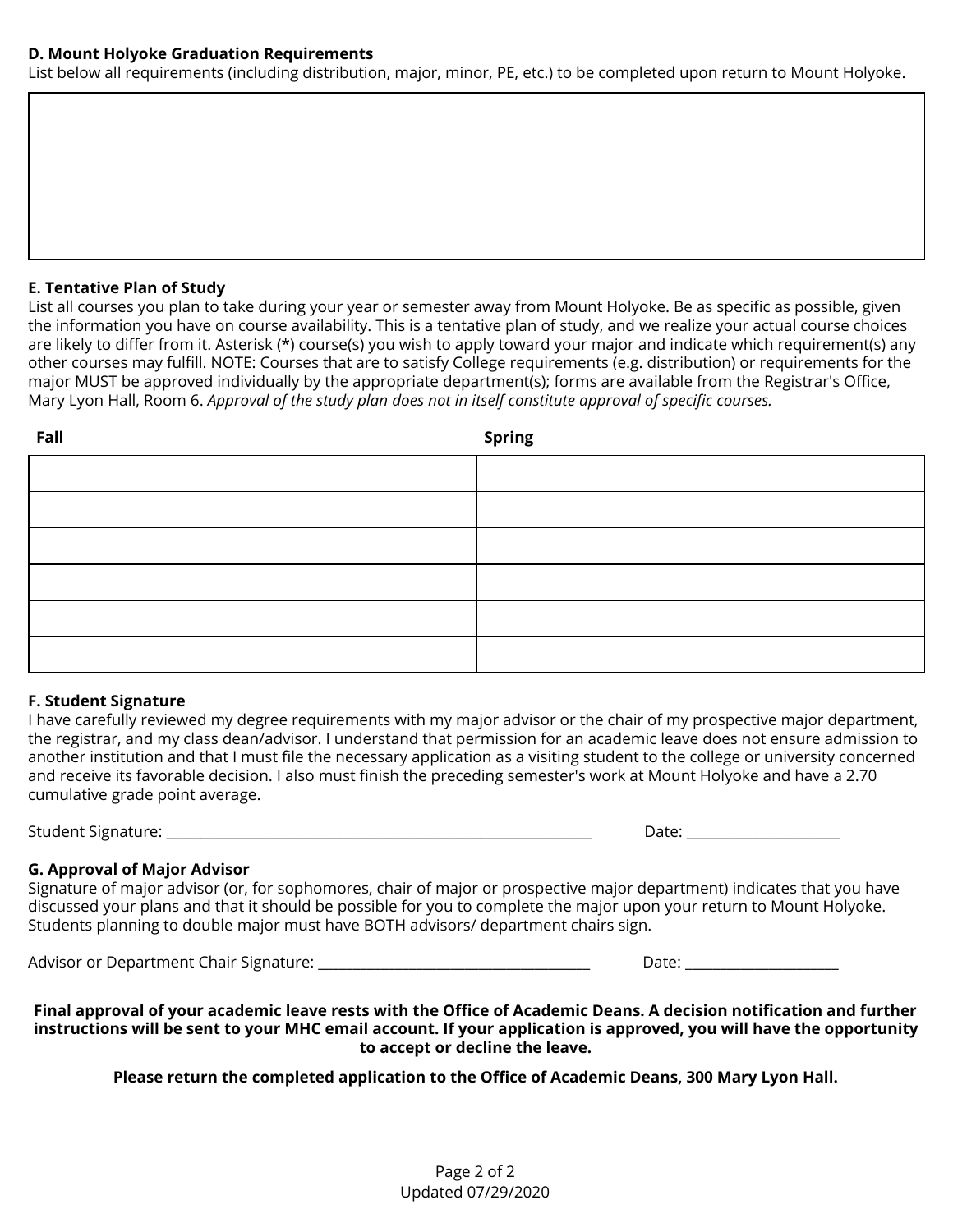**D. Mount Holyoke Graduation Requirements**

List below all requirements (including distribution, major, minor, PE, etc.) to be completed upon return to Mount Holyoke.

**E. Tentative Plan of Study**

List all courses you plan to take during your year or semester away from Mount Holyoke. Be as specific as possible, given the information you have on course availability. This is a tentative plan of study, and we realize your actual course choices are likely to differ from it. Asterisk (*) course(s) you wish to apply toward your major and indicate which requirement(s) any other courses may fulfill. NOTE: Courses that are to satisfy College requirements (e.g. distribution) or requirements for the major MUST be approved individually by the appropriate department(s); forms are available from the Registrar's Office, Mary Lyon Hall, Room 6. *Approval of the study plan does not in itself constitute approval of specific courses.*

| Fall | Spring |
|---|---|
| | |
| | |
| | |
| | |
| | |
| | |

**F. Student Signature**

I have carefully reviewed my degree requirements with my major advisor or the chair of my prospective major department, the registrar, and my class dean/advisor. I understand that permission for an academic leave does not ensure admission to another institution and that I must file the necessary application as a visiting student to the college or university concerned and receive its favorable decision. I also must finish the preceding semester's work at Mount Holyoke and have a 2.70 cumulative grade point average.

Student Signature: ______________________________ Date: ______________

**G. Approval of Major Advisor**

Signature of major advisor (or, for sophomores, chair of major or prospective major department) indicates that you have discussed your plans and that it should be possible for you to complete the major upon your return to Mount Holyoke. Students planning to double major must have BOTH advisors/ department chairs sign.

Advisor or Department Chair Signature: ______________________ Date: ______________

**Final approval of your academic leave rests with the Office of Academic Deans. A decision notification and further instructions will be sent to your MHC email account. If your application is approved, you will have the opportunity to accept or decline the leave.**

**Please return the completed application to the Office of Academic Deans, 300 Mary Lyon Hall.**

Updated 07/29/2020